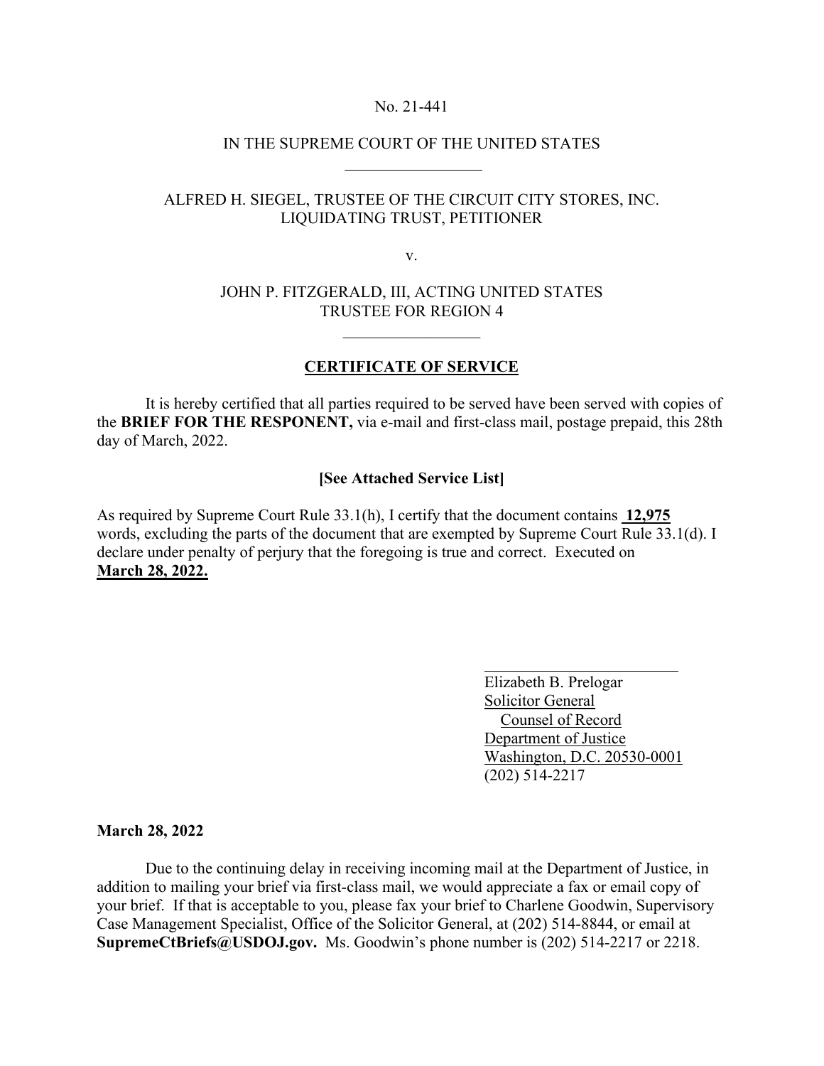No. 21-441

IN THE SUPREME COURT OF THE UNITED STATES

\_\_\_\_\_\_\_\_\_\_\_\_\_\_\_\_\_

ALFRED H. SIEGEL, TRUSTEE OF THE CIRCUIT CITY STORES, INC. LIQUIDATING TRUST, PETITIONER

v.

JOHN P. FITZGERALD, III, ACTING UNITED STATES TRUSTEE FOR REGION 4

\_\_\_\_\_\_\_\_\_\_\_\_\_\_\_\_\_

**CERTIFICATE OF SERVICE**

It is hereby certified that all parties required to be served have been served with copies of the **BRIEF FOR THE RESPONENT,** via e-mail and first-class mail, postage prepaid, this 28th day of March, 2022.

**[See Attached Service List]**

As required by Supreme Court Rule 33.1(h), I certify that the document contains **12,975** words, excluding the parts of the document that are exempted by Supreme Court Rule 33.1(d). I declare under penalty of perjury that the foregoing is true and correct. Executed on **March 28, 2022.**

\_\_\_\_\_\_\_\_\_\_\_\_\_\_\_\_\_\_\_\_\_\_\_\_\_\_

Elizabeth B. Prelogar
Solicitor General
Counsel of Record
Department of Justice
Washington, D.C. 20530-0001
(202) 514-2217

**March 28, 2022**

Due to the continuing delay in receiving incoming mail at the Department of Justice, in addition to mailing your brief via first-class mail, we would appreciate a fax or email copy of your brief. If that is acceptable to you, please fax your brief to Charlene Goodwin, Supervisory Case Management Specialist, Office of the Solicitor General, at (202) 514-8844, or email at **SupremeCtBriefs@USDOJ.gov.** Ms. Goodwin's phone number is (202) 514-2217 or 2218.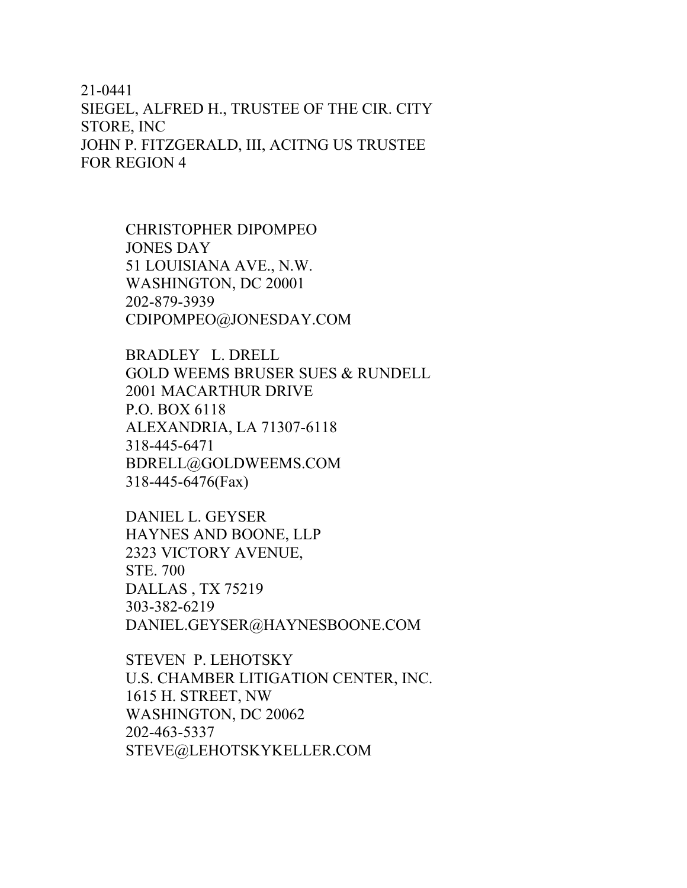21-0441
SIEGEL, ALFRED H., TRUSTEE OF THE CIR. CITY STORE, INC
JOHN P. FITZGERALD, III, ACITNG US TRUSTEE FOR REGION 4

CHRISTOPHER DIPOMPEO
JONES DAY
51 LOUISIANA AVE., N.W.
WASHINGTON, DC 20001
202-879-3939
CDIPOMPEO@JONESDAY.COM

BRADLEY L. DRELL
GOLD WEEMS BRUSER SUES & RUNDELL
2001 MACARTHUR DRIVE
P.O. BOX 6118
ALEXANDRIA, LA 71307-6118
318-445-6471
BDRELL@GOLDWEEMS.COM
318-445-6476(Fax)

DANIEL L. GEYSER
HAYNES AND BOONE, LLP
2323 VICTORY AVENUE,
STE. 700
DALLAS , TX 75219
303-382-6219
DANIEL.GEYSER@HAYNESBOONE.COM

STEVEN P. LEHOTSKY
U.S. CHAMBER LITIGATION CENTER, INC.
1615 H. STREET, NW
WASHINGTON, DC 20062
202-463-5337
STEVE@LEHOTSKYKELLER.COM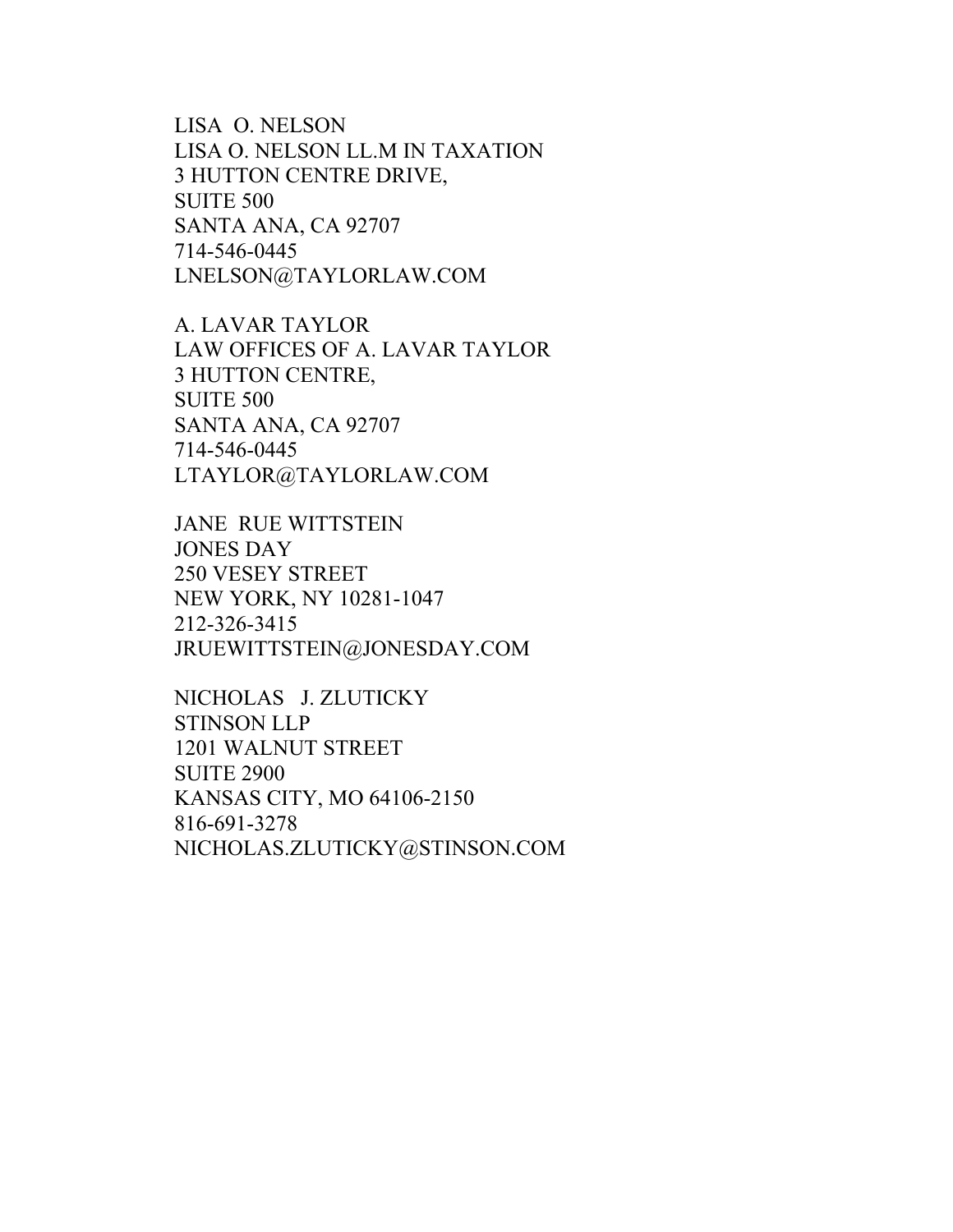LISA O. NELSON
LISA O. NELSON LL.M IN TAXATION
3 HUTTON CENTRE DRIVE,
SUITE 500
SANTA ANA, CA 92707
714-546-0445
LNELSON@TAYLORLAW.COM

A. LAVAR TAYLOR
LAW OFFICES OF A. LAVAR TAYLOR
3 HUTTON CENTRE,
SUITE 500
SANTA ANA, CA 92707
714-546-0445
LTAYLOR@TAYLORLAW.COM

JANE RUE WITTSTEIN
JONES DAY
250 VESEY STREET
NEW YORK, NY 10281-1047
212-326-3415
JRUEWITTSTEIN@JONESDAY.COM

NICHOLAS J. ZLUTICKY
STINSON LLP
1201 WALNUT STREET
SUITE 2900
KANSAS CITY, MO 64106-2150
816-691-3278
NICHOLAS.ZLUTICKY@STINSON.COM